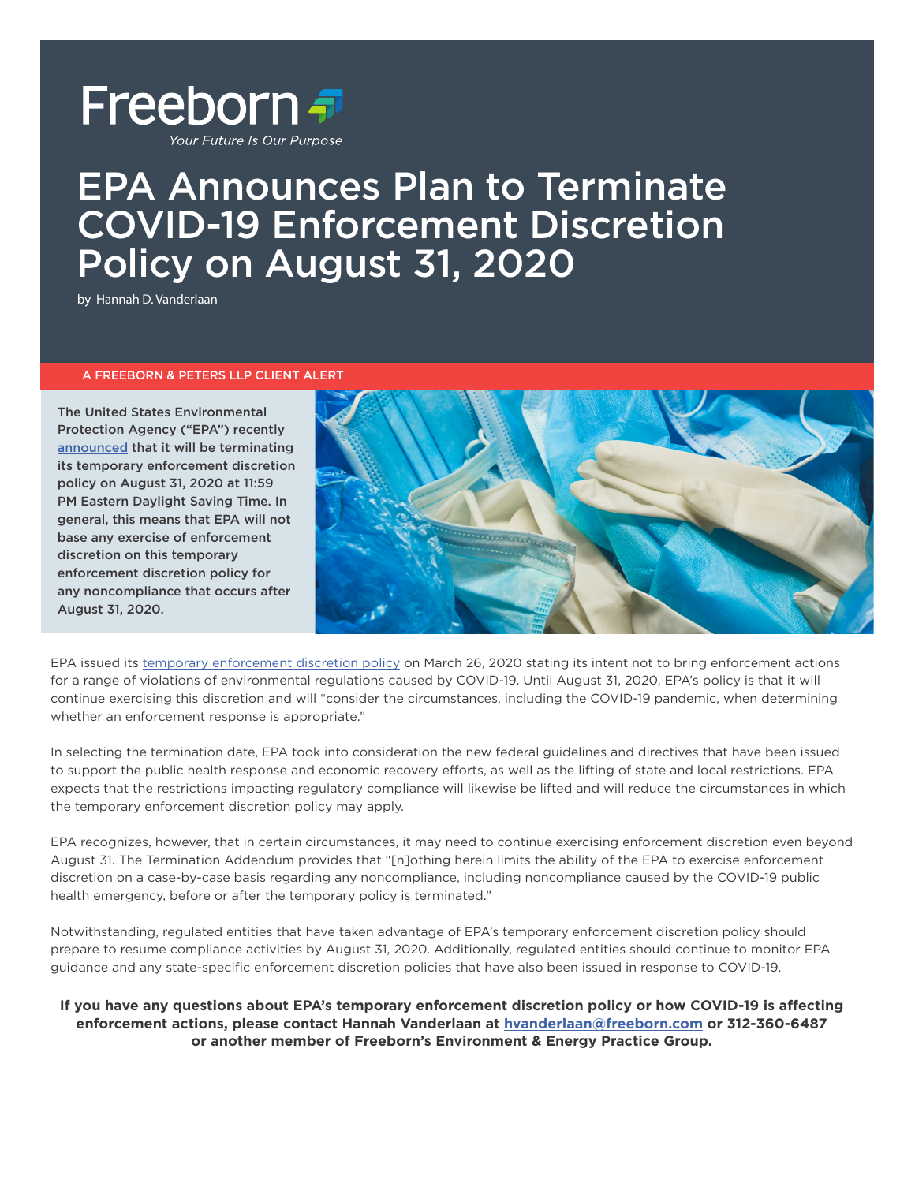Freeborn

*Your Future Is Our Purpose*

# EPA Announces Plan to Terminate COVID-19 Enforcement Discretion Policy on August 31, 2020

by Hannah D. Vanderlaan

A FREEBORN & PETERS LLP CLIENT ALERT

**The United States Environmental Protection Agency ("EPA") recently announced that it will be terminating its temporary enforcement discretion policy on August 31, 2020 at 11:59 PM Eastern Daylight Saving Time. In general, this means that EPA will not base any exercise of enforcement discretion on this temporary enforcement discretion policy for any noncompliance that occurs after August 31, 2020.**

EPA issued its temporary enforcement discretion policy on March 26, 2020 stating its intent not to bring enforcement actions for a range of violations of environmental regulations caused by COVID-19. Until August 31, 2020, EPA's policy is that it will continue exercising this discretion and will "consider the circumstances, including the COVID-19 pandemic, when determining whether an enforcement response is appropriate."

In selecting the termination date, EPA took into consideration the new federal guidelines and directives that have been issued to support the public health response and economic recovery efforts, as well as the lifting of state and local restrictions. EPA expects that the restrictions impacting regulatory compliance will likewise be lifted and will reduce the circumstances in which the temporary enforcement discretion policy may apply.

EPA recognizes, however, that in certain circumstances, it may need to continue exercising enforcement discretion even beyond August 31. The Termination Addendum provides that "[n]othing herein limits the ability of the EPA to exercise enforcement discretion on a case-by-case basis regarding any noncompliance, including noncompliance caused by the COVID-19 public health emergency, before or after the temporary policy is terminated."

Notwithstanding, regulated entities that have taken advantage of EPA's temporary enforcement discretion policy should prepare to resume compliance activities by August 31, 2020. Additionally, regulated entities should continue to monitor EPA guidance and any state-specific enforcement discretion policies that have also been issued in response to COVID-19.

**If you have any questions about EPA's temporary enforcement discretion policy or how COVID-19 is affecting enforcement actions, please contact Hannah Vanderlaan at hvanderlaan@freeborn.com or 312-360-6487 or another member of Freeborn's Environment & Energy Practice Group.**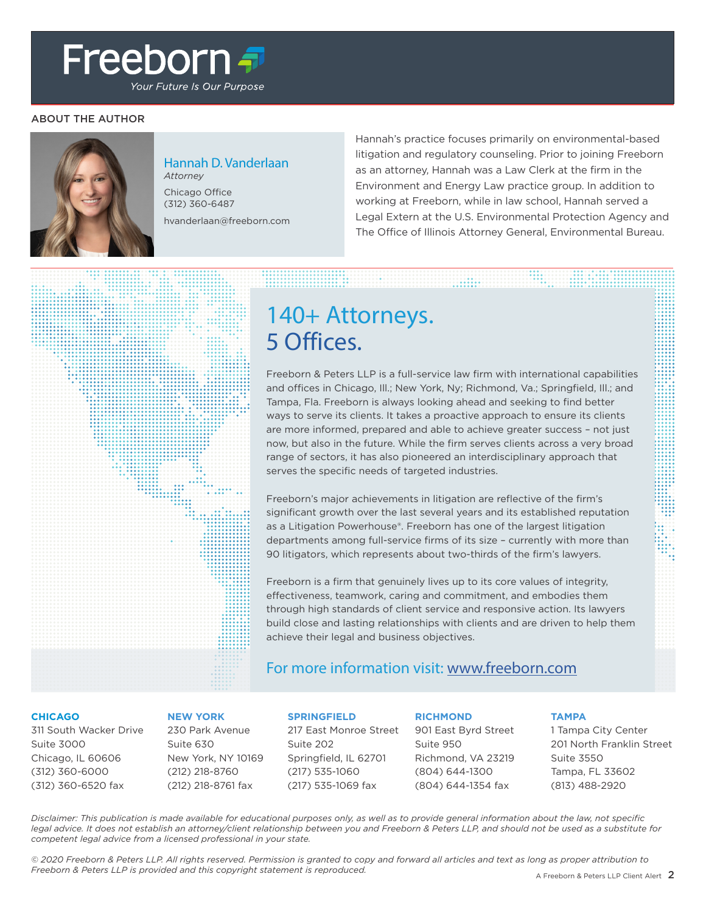# Freeborn

*Your Future Is Our Purpose*

## ABOUT THE AUTHOR

**Hannah D. Vanderlaan**
*Attorney*

Chicago Office
(312) 360-6487

hvanderlaan@freeborn.com

Hannah's practice focuses primarily on environmental-based litigation and regulatory counseling. Prior to joining Freeborn as an attorney, Hannah was a Law Clerk at the firm in the Environment and Energy Law practice group. In addition to working at Freeborn, while in law school, Hannah served a Legal Extern at the U.S. Environmental Protection Agency and The Office of Illinois Attorney General, Environmental Bureau.

## 140+ Attorneys. 5 Offices.

Freeborn & Peters LLP is a full-service law firm with international capabilities and offices in Chicago, Ill.; New York, Ny; Richmond, Va.; Springfield, Ill.; and Tampa, Fla. Freeborn is always looking ahead and seeking to find better ways to serve its clients. It takes a proactive approach to ensure its clients are more informed, prepared and able to achieve greater success – not just now, but also in the future. While the firm serves clients across a very broad range of sectors, it has also pioneered an interdisciplinary approach that serves the specific needs of targeted industries.

Freeborn's major achievements in litigation are reflective of the firm's significant growth over the last several years and its established reputation as a Litigation Powerhouse®. Freeborn has one of the largest litigation departments among full-service firms of its size – currently with more than 90 litigators, which represents about two-thirds of the firm's lawyers.

Freeborn is a firm that genuinely lives up to its core values of integrity, effectiveness, teamwork, caring and commitment, and embodies them through high standards of client service and responsive action. Its lawyers build close and lasting relationships with clients and are driven to help them achieve their legal and business objectives.

For more information visit: www.freeborn.com

**CHICAGO**
311 South Wacker Drive
Suite 3000
Chicago, IL 60606
(312) 360-6000
(312) 360-6520 fax

**NEW YORK**
230 Park Avenue
Suite 630
New York, NY 10169
(212) 218-8760
(212) 218-8761 fax

**SPRINGFIELD**
217 East Monroe Street
Suite 202
Springfield, IL 62701
(217) 535-1060
(217) 535-1069 fax

**RICHMOND**
901 East Byrd Street
Suite 950
Richmond, VA 23219
(804) 644-1300
(804) 644-1354 fax

**TAMPA**
1 Tampa City Center
201 North Franklin Street
Suite 3550
Tampa, FL 33602
(813) 488-2920

*Disclaimer: This publication is made available for educational purposes only, as well as to provide general information about the law, not specific legal advice. It does not establish an attorney/client relationship between you and Freeborn & Peters LLP, and should not be used as a substitute for competent legal advice from a licensed professional in your state.*

*© 2020 Freeborn & Peters LLP. All rights reserved. Permission is granted to copy and forward all articles and text as long as proper attribution to Freeborn & Peters LLP is provided and this copyright statement is reproduced.*